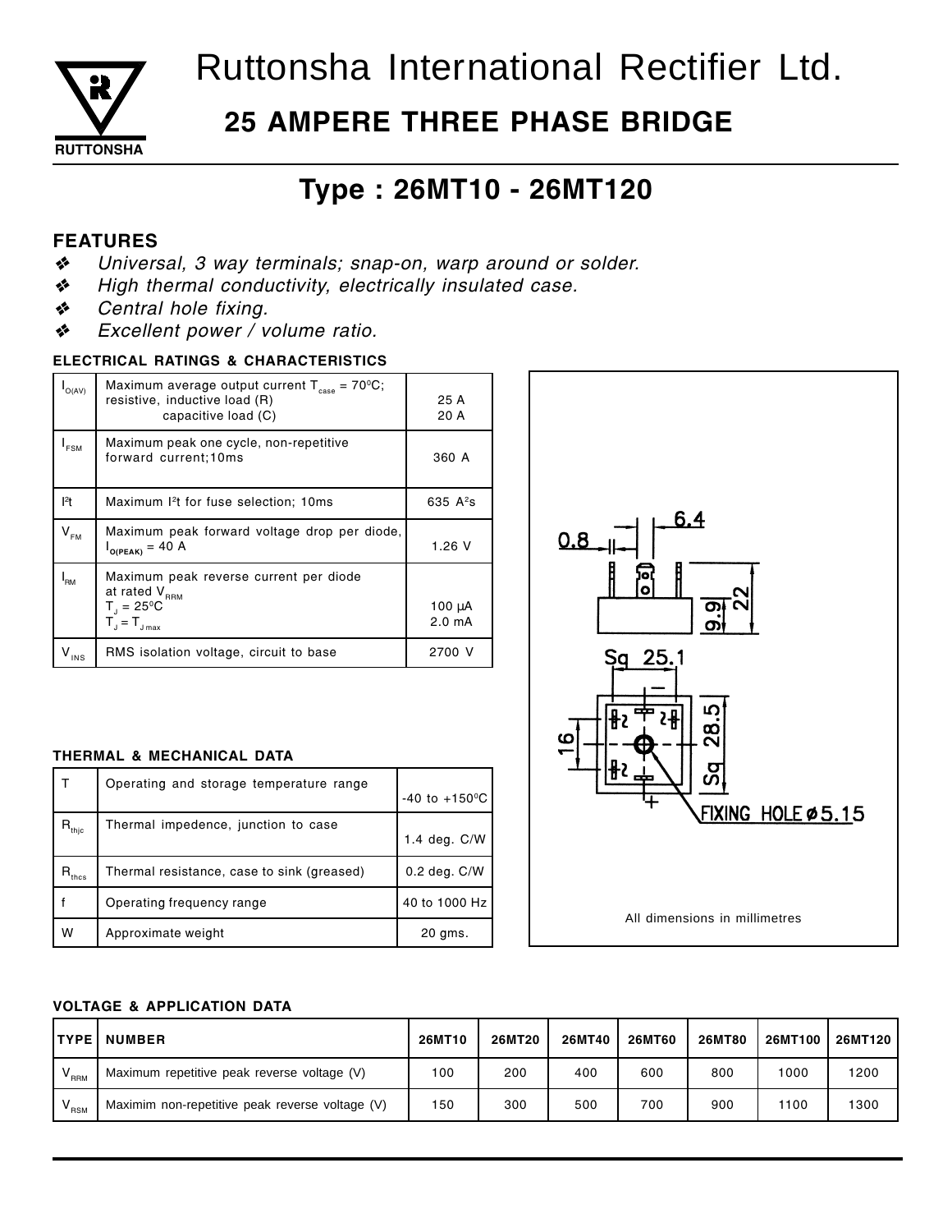# Ruttonsha International Rectifier Ltd.

RUTTONSHA

## 25 AMPERE THREE PHASE BRIDGE

## Type : 26MT10 - 26MT120

### FEATURES

- *Universal, 3 way terminals; snap-on, warp around or solder.*
- *High thermal conductivity, electrically insulated case.*
- *Central hole fixing.*
- *Excellent power / volume ratio.*

### ELECTRICAL RATINGS & CHARACTERISTICS

| | | |
|---|---|---|
| $I_{O(AV)}$ | Maximum average output current $T_{case}$ = 70°C; resistive, inductive load (R)<br>capacitive load (C) | 25 A<br>20 A |
| $I_{FSM}$ | Maximum peak one cycle, non-repetitive forward current;10ms | 360 A |
| $I^2t$ | Maximum $I^2t$ for fuse selection; 10ms | 635 $A^2s$ |
| $V_{FM}$ | Maximum peak forward voltage drop per diode, $I_{O(PEAK)}$ = 40 A | 1.26 V |
| $I_{RM}$ | Maximum peak reverse current per diode at rated $V_{RRM}$<br>$T_J$ = 25°C<br>$T_J = T_{J\,max}$ | 100 µA<br>2.0 mA |
| $V_{INS}$ | RMS isolation voltage, circuit to base | 2700 V |

### THERMAL & MECHANICAL DATA

| | | |
|---|---|---|
| T | Operating and storage temperature range | -40 to +150°C |
| $R_{thjc}$ | Thermal impedence, junction to case | 1.4 deg. C/W |
| $R_{thcs}$ | Thermal resistance, case to sink (greased) | 0.2 deg. C/W |
| f | Operating frequency range | 40 to 1000 Hz |
| W | Approximate weight | 20 gms. |

0.8 6.4 9.9 22 Sq 25.1 16 Sq 28.5 FIXING HOLE ø5.15

All dimensions in millimetres

### VOLTAGE & APPLICATION DATA

| TYPE | NUMBER | 26MT10 | 26MT20 | 26MT40 | 26MT60 | 26MT80 | 26MT100 | 26MT120 |
|---|---|---|---|---|---|---|---|---|
| $V_{RRM}$ | Maximum repetitive peak reverse voltage (V) | 100 | 200 | 400 | 600 | 800 | 1000 | 1200 |
| $V_{RSM}$ | Maximim non-repetitive peak reverse voltage (V) | 150 | 300 | 500 | 700 | 900 | 1100 | 1300 |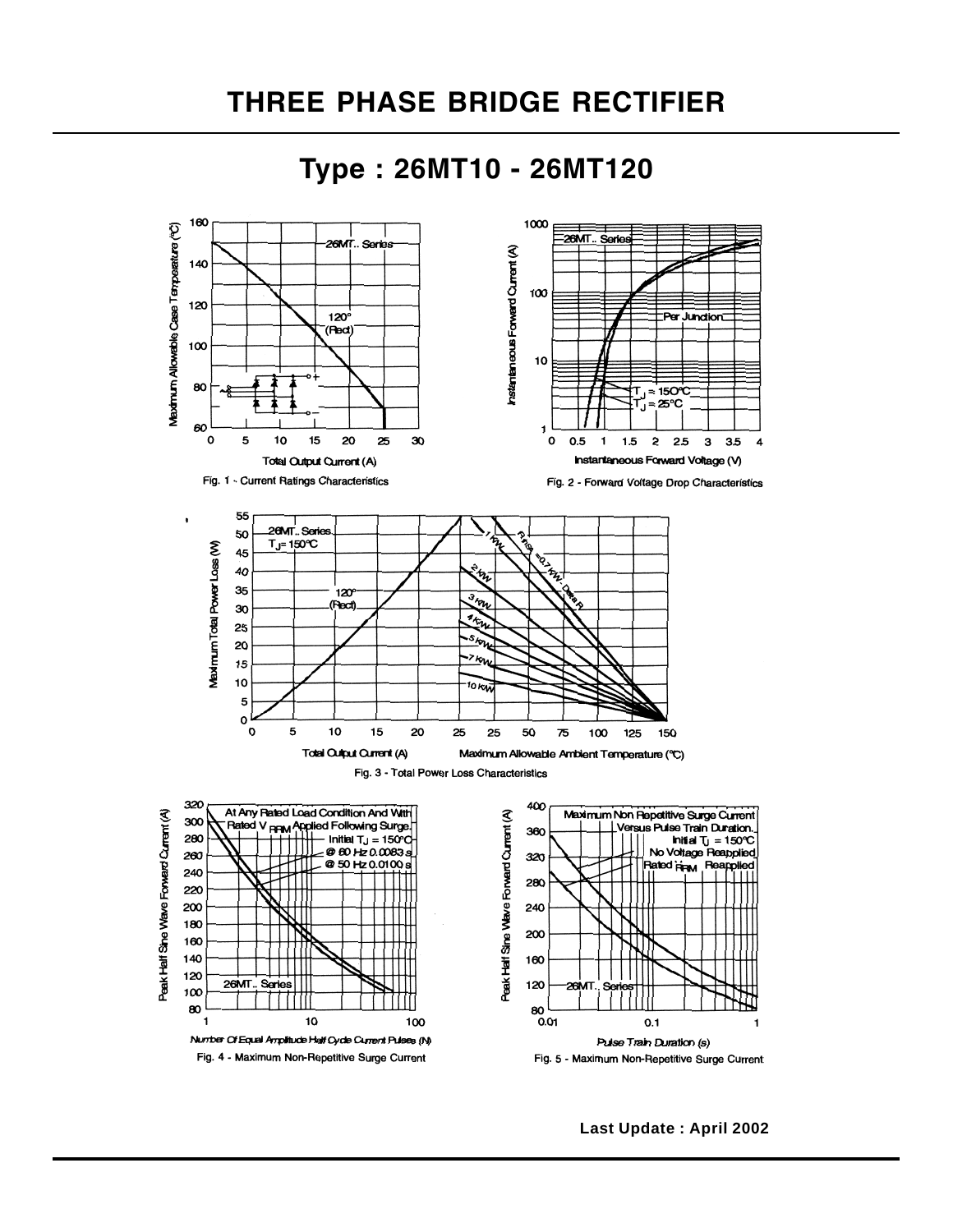# THREE PHASE BRIDGE RECTIFIER

## Type : 26MT10 - 26MT120

160
140
120
100
80
60
0 5 10 15 20 25 30
Maximum Allowable Case Temperature (°C)
26MT.. Series
120°
(Rect)
Total Output Current (A)

Fig. 1 - Current Ratings Characteristics

1000
100
10
1
0 0.5 1 1.5 2 2.5 3 3.5 4
Instantaneous Forward Current (A)
26MT.. Series
Per Junction
$T_J$ = 150°C
$T_J$ = 25°C
Instantaneous Forward Voltage (V)

Fig. 2 - Forward Voltage Drop Characteristics

55
50
45
40
35
30
25
20
15
10
5
0
0 5 10 15 20 25 25 50 75 100 125 150
Maximum Total Power Loss (W)
26MT.. Series
$T_J$= 150°C
120°
(Rect)
1 K/W
$R_{thSA}$ = 0.7 K/W - Delta R
2 K/W
3 K/W
4 K/W
5 K/W
7 K/W
10 K/W
Total Output Current (A)
Maximum Allowable Ambient Temperature (°C)

Fig. 3 - Total Power Loss Characteristics

320
300
280
260
240
220
200
180
160
140
120
100
80
1 10 100
Peak Half Sine Wave Forward Current (A)
At Any Rated Load Condition And With Rated $V_{RRM}$ Applied Following Surge.
Initial $T_J$ = 150°C
@ 60 Hz 0.0083 s
@ 50 Hz 0.0100 s
26MT.. Series
Number Of Equal Amplitude Half Cycle Current Pulses (N)

Fig. 4 - Maximum Non-Repetitive Surge Current

400
360
320
280
240
200
160
120
80
0.01 0.1 1
Peak Half Sine Wave Forward Current (A)
Maximum Non Repetitive Surge Current Versus Pulse Train Duration.
Initial $T_J$ = 150°C
No Voltage Reapplied
Rated $V_{RRM}$ Reapplied
26MT.. Series
Pulse Train Duration (s)

Fig. 5 - Maximum Non-Repetitive Surge Current

Last Update : April 2002